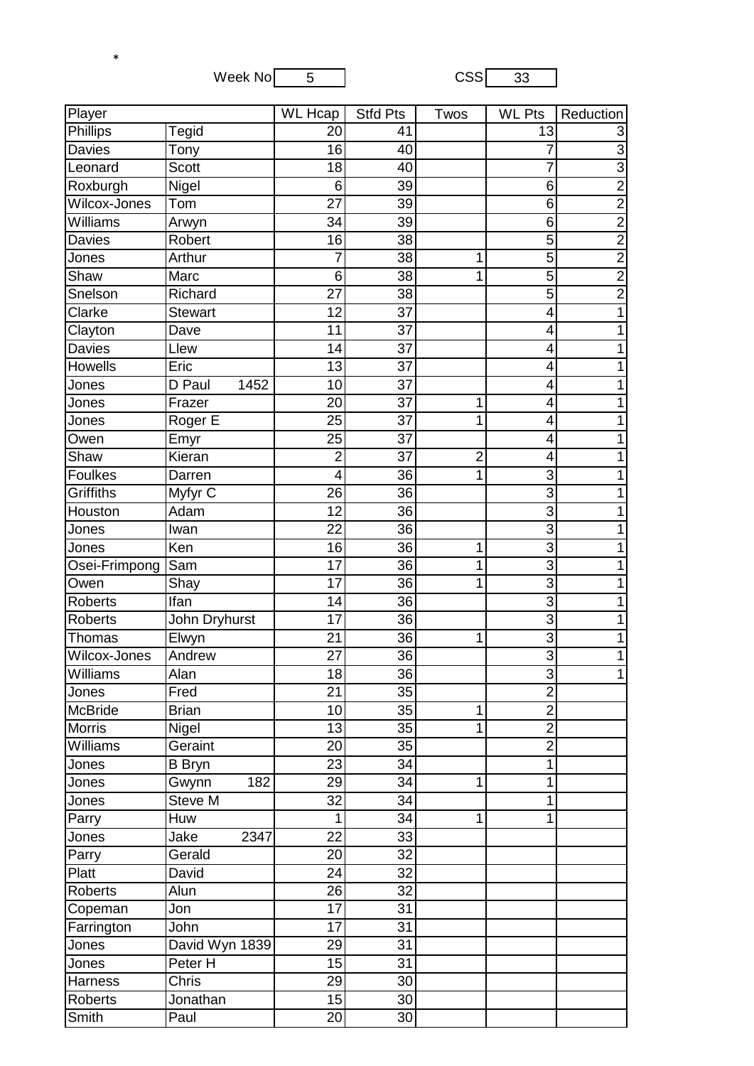*

Week No 5 CSS 33

| Player | | WL Hcap | Stfd Pts | Twos | WL Pts | Reduction |
|---|---|---|---|---|---|---|
| Phillips | Tegid | 20 | 41 | | 13 | 3 |
| Davies | Tony | 16 | 40 | | 7 | 3 |
| Leonard | Scott | 18 | 40 | | 7 | 3 |
| Roxburgh | Nigel | 6 | 39 | | 6 | 2 |
| Wilcox-Jones | Tom | 27 | 39 | | 6 | 2 |
| Williams | Arwyn | 34 | 39 | | 6 | 2 |
| Davies | Robert | 16 | 38 | | 5 | 2 |
| Jones | Arthur | 7 | 38 | 1 | 5 | 2 |
| Shaw | Marc | 6 | 38 | 1 | 5 | 2 |
| Snelson | Richard | 27 | 38 | | 5 | 2 |
| Clarke | Stewart | 12 | 37 | | 4 | 1 |
| Clayton | Dave | 11 | 37 | | 4 | 1 |
| Davies | Llew | 14 | 37 | | 4 | 1 |
| Howells | Eric | 13 | 37 | | 4 | 1 |
| Jones | D Paul 1452 | 10 | 37 | | 4 | 1 |
| Jones | Frazer | 20 | 37 | 1 | 4 | 1 |
| Jones | Roger E | 25 | 37 | 1 | 4 | 1 |
| Owen | Emyr | 25 | 37 | | 4 | 1 |
| Shaw | Kieran | 2 | 37 | 2 | 4 | 1 |
| Foulkes | Darren | 4 | 36 | 1 | 3 | 1 |
| Griffiths | Myfyr C | 26 | 36 | | 3 | 1 |
| Houston | Adam | 12 | 36 | | 3 | 1 |
| Jones | Iwan | 22 | 36 | | 3 | 1 |
| Jones | Ken | 16 | 36 | 1 | 3 | 1 |
| Osei-Frimpong | Sam | 17 | 36 | 1 | 3 | 1 |
| Owen | Shay | 17 | 36 | 1 | 3 | 1 |
| Roberts | Ifan | 14 | 36 | | 3 | 1 |
| Roberts | John Dryhurst | 17 | 36 | | 3 | 1 |
| Thomas | Elwyn | 21 | 36 | 1 | 3 | 1 |
| Wilcox-Jones | Andrew | 27 | 36 | | 3 | 1 |
| Williams | Alan | 18 | 36 | | 3 | 1 |
| Jones | Fred | 21 | 35 | | 2 | |
| McBride | Brian | 10 | 35 | 1 | 2 | |
| Morris | Nigel | 13 | 35 | 1 | 2 | |
| Williams | Geraint | 20 | 35 | | 2 | |
| Jones | B Bryn | 23 | 34 | | 1 | |
| Jones | Gwynn 182 | 29 | 34 | 1 | 1 | |
| Jones | Steve M | 32 | 34 | | 1 | |
| Parry | Huw | 1 | 34 | 1 | 1 | |
| Jones | Jake 2347 | 22 | 33 | | | |
| Parry | Gerald | 20 | 32 | | | |
| Platt | David | 24 | 32 | | | |
| Roberts | Alun | 26 | 32 | | | |
| Copeman | Jon | 17 | 31 | | | |
| Farrington | John | 17 | 31 | | | |
| Jones | David Wyn 1839 | 29 | 31 | | | |
| Jones | Peter H | 15 | 31 | | | |
| Harness | Chris | 29 | 30 | | | |
| Roberts | Jonathan | 15 | 30 | | | |
| Smith | Paul | 20 | 30 | | | |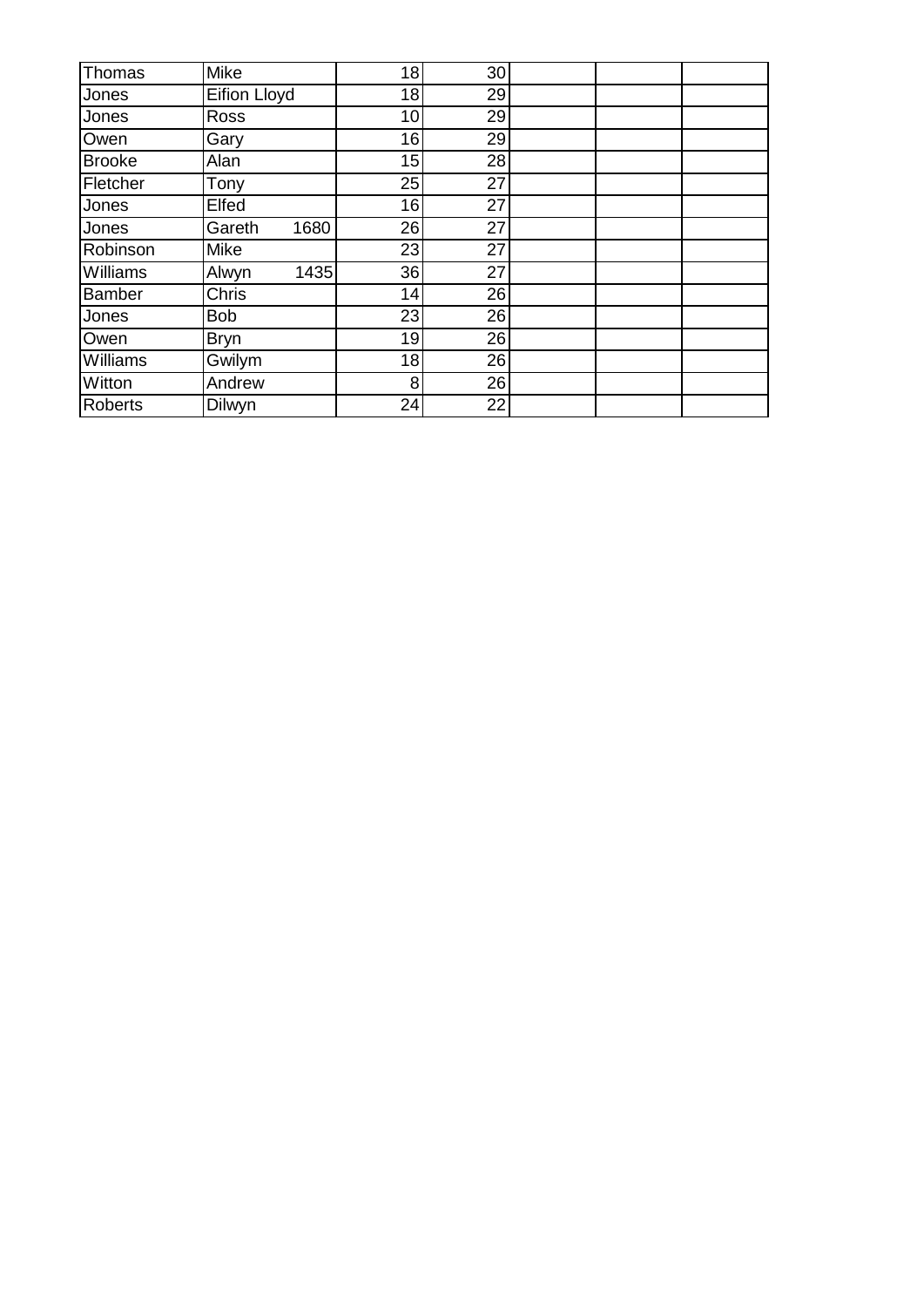| | | | | | | |
|---|---|---|---|---|---|---|
| Thomas | Mike | 18 | 30 | | | |
| Jones | Eifion Lloyd | 18 | 29 | | | |
| Jones | Ross | 10 | 29 | | | |
| Owen | Gary | 16 | 29 | | | |
| Brooke | Alan | 15 | 28 | | | |
| Fletcher | Tony | 25 | 27 | | | |
| Jones | Elfed | 16 | 27 | | | |
| Jones | Gareth 1680 | 26 | 27 | | | |
| Robinson | Mike | 23 | 27 | | | |
| Williams | Alwyn 1435 | 36 | 27 | | | |
| Bamber | Chris | 14 | 26 | | | |
| Jones | Bob | 23 | 26 | | | |
| Owen | Bryn | 19 | 26 | | | |
| Williams | Gwilym | 18 | 26 | | | |
| Witton | Andrew | 8 | 26 | | | |
| Roberts | Dilwyn | 24 | 22 | | | |